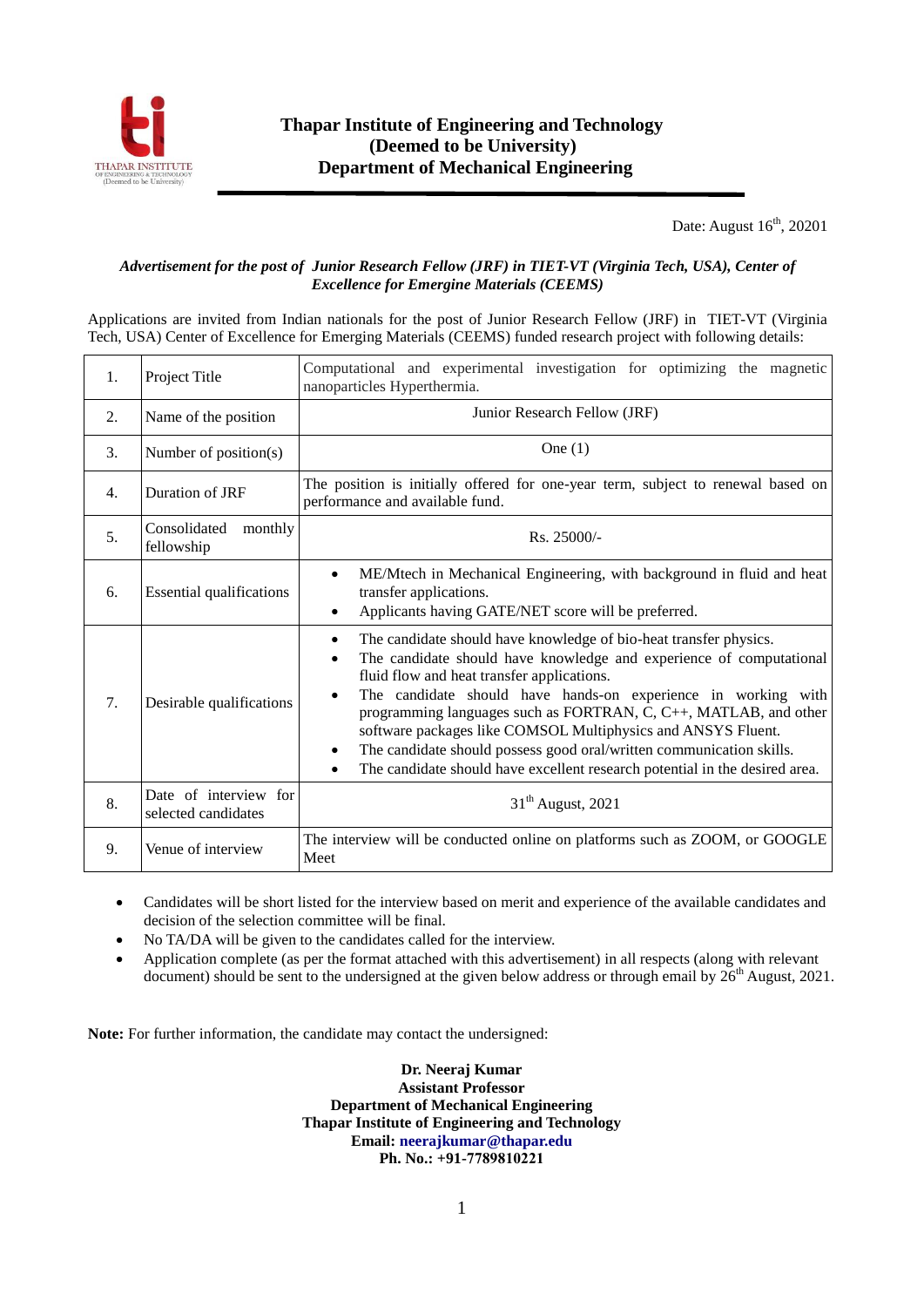# Thapar Institute of Engineering and Technology
## (Deemed to be University)
## Department of Mechanical Engineering

Date: August 16th, 20201

***Advertisement for the post of Junior Research Fellow (JRF) in TIET-VT (Virginia Tech, USA), Center of Excellence for Emergine Materials (CEEMS)***

Applications are invited from Indian nationals for the post of Junior Research Fellow (JRF) in TIET-VT (Virginia Tech, USA) Center of Excellence for Emerging Materials (CEEMS) funded research project with following details:

| | | |
|---|---|---|
| 1. | Project Title | Computational and experimental investigation for optimizing the magnetic nanoparticles Hyperthermia. |
| 2. | Name of the position | Junior Research Fellow (JRF) |
| 3. | Number of position(s) | One (1) |
| 4. | Duration of JRF | The position is initially offered for one-year term, subject to renewal based on performance and available fund. |
| 5. | Consolidated monthly fellowship | Rs. 25000/- |
| 6. | Essential qualifications | • ME/Mtech in Mechanical Engineering, with background in fluid and heat transfer applications.<br>• Applicants having GATE/NET score will be preferred. |
| 7. | Desirable qualifications | • The candidate should have knowledge of bio-heat transfer physics.<br>• The candidate should have knowledge and experience of computational fluid flow and heat transfer applications.<br>• The candidate should have hands-on experience in working with programming languages such as FORTRAN, C, C++, MATLAB, and other software packages like COMSOL Multiphysics and ANSYS Fluent.<br>• The candidate should possess good oral/written communication skills.<br>• The candidate should have excellent research potential in the desired area. |
| 8. | Date of interview for selected candidates | 31th August, 2021 |
| 9. | Venue of interview | The interview will be conducted online on platforms such as ZOOM, or GOOGLE Meet |

- Candidates will be short listed for the interview based on merit and experience of the available candidates and decision of the selection committee will be final.
- No TA/DA will be given to the candidates called for the interview.
- Application complete (as per the format attached with this advertisement) in all respects (along with relevant document) should be sent to the undersigned at the given below address or through email by 26th August, 2021.

**Note:** For further information, the candidate may contact the undersigned:

**Dr. Neeraj Kumar**
**Assistant Professor**
**Department of Mechanical Engineering**
**Thapar Institute of Engineering and Technology**
**Email: neerajkumar@thapar.edu**
**Ph. No.: +91-7789810221**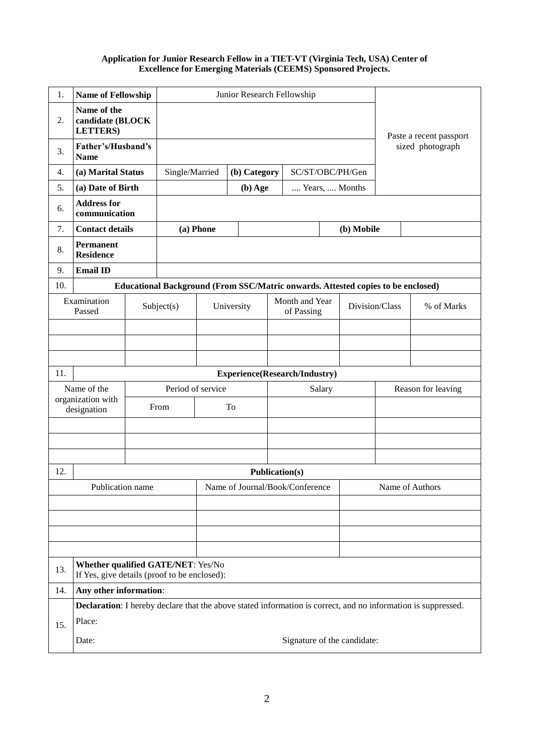**Application for Junior Research Fellow in a TIET-VT (Virginia Tech, USA) Center of Excellence for Emerging Materials (CEEMS) Sponsored Projects.**

| | | | | | |
|---|---|---|---|---|---|
| 1. | **Name of Fellowship** | Junior Research Fellowship | | | Paste a recent passport sized photograph |
| 2. | **Name of the candidate (BLOCK LETTERS)** | | | | |
| 3. | **Father's/Husband's Name** | | | | |
| 4. | **(a) Marital Status** | Single/Married | **(b) Category** | SC/ST/OBC/PH/Gen | |
| 5. | **(a) Date of Birth** | | **(b) Age** | .... Years, .... Months | |
| 6. | **Address for communication** | | | | |
| 7. | **Contact details** | **(a) Phone** | | **(b) Mobile** | |
| 8. | **Permanent Residence** | | | | |
| 9. | **Email ID** | | | | |

**10. Educational Background (From SSC/Matric onwards. Attested copies to be enclosed)**

| Examination Passed | Subject(s) | University | Month and Year of Passing | Division/Class | % of Marks |
|---|---|---|---|---|---|
| | | | | | |
| | | | | | |
| | | | | | |

**11. Experience(Research/Industry)**

| Name of the organization with designation | Period of service | | Salary | Reason for leaving |
|---|---|---|---|---|
| | From | To | | |
| | | | | |
| | | | | |
| | | | | |

**12. Publication(s)**

| Publication name | Name of Journal/Book/Conference | Name of Authors |
|---|---|---|
| | | |
| | | |
| | | |
| | | |

13. **Whether qualified GATE/NET**: Yes/No
If Yes, give details (proof to be enclosed):

14. **Any other information**:

15. **Declaration**: I hereby declare that the above stated information is correct, and no information is suppressed.

Place:

Date: Signature of the candidate: